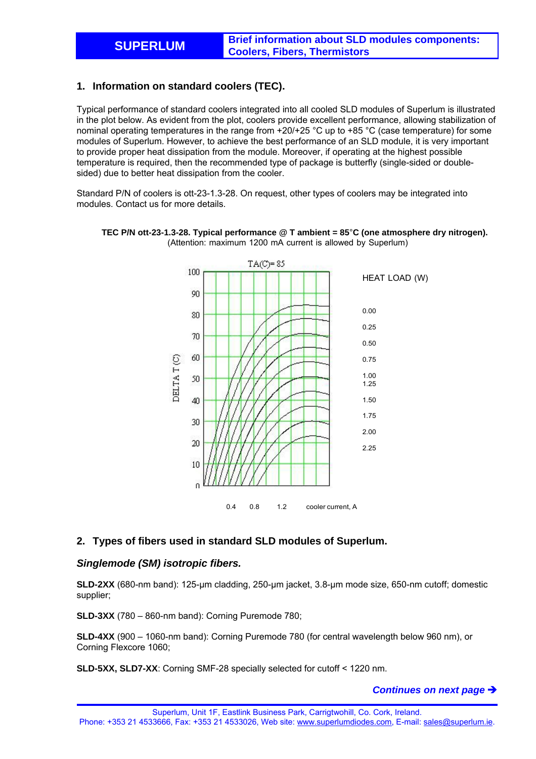## 1. Information on standard coolers (TEC).

Typical performance of standard coolers integrated into all cooled SLD modules of Superlum is illustrated in the plot below. As evident from the plot, coolers provide excellent performance, allowing stabilization of nominal operating temperatures in the range from +20/+25 °C up to +85 °C (case temperature) for some modules of Superlum. However, to achieve the best performance of an SLD module, it is very important to provide proper heat dissipation from the module. Moreover, if operating at the highest possible temperature is required, then the recommended type of package is butterfly (single-sided or double-sided) due to better heat dissipation from the cooler.

Standard P/N of coolers is ott-23-1.3-28. On request, other types of coolers may be integrated into modules. Contact us for more details.

**TEC P/N ott-23-1.3-28. Typical performance @ T ambient = 85°C (one atmosphere dry nitrogen).**
(Attention: maximum 1200 mA current is allowed by Superlum)

## 2. Types of fibers used in standard SLD modules of Superlum.

### *Singlemode (SM) isotropic fibers.*

**SLD-2XX** (680-nm band): 125-μm cladding, 250-μm jacket, 3.8-μm mode size, 650-nm cutoff; domestic supplier;

**SLD-3XX** (780 – 860-nm band): Corning Puremode 780;

**SLD-4XX** (900 – 1060-nm band): Corning Puremode 780 (for central wavelength below 960 nm), or Corning Flexcore 1060;

**SLD-5XX, SLD7-XX**: Corning SMF-28 specially selected for cutoff < 1220 nm.

***Continues on next page →***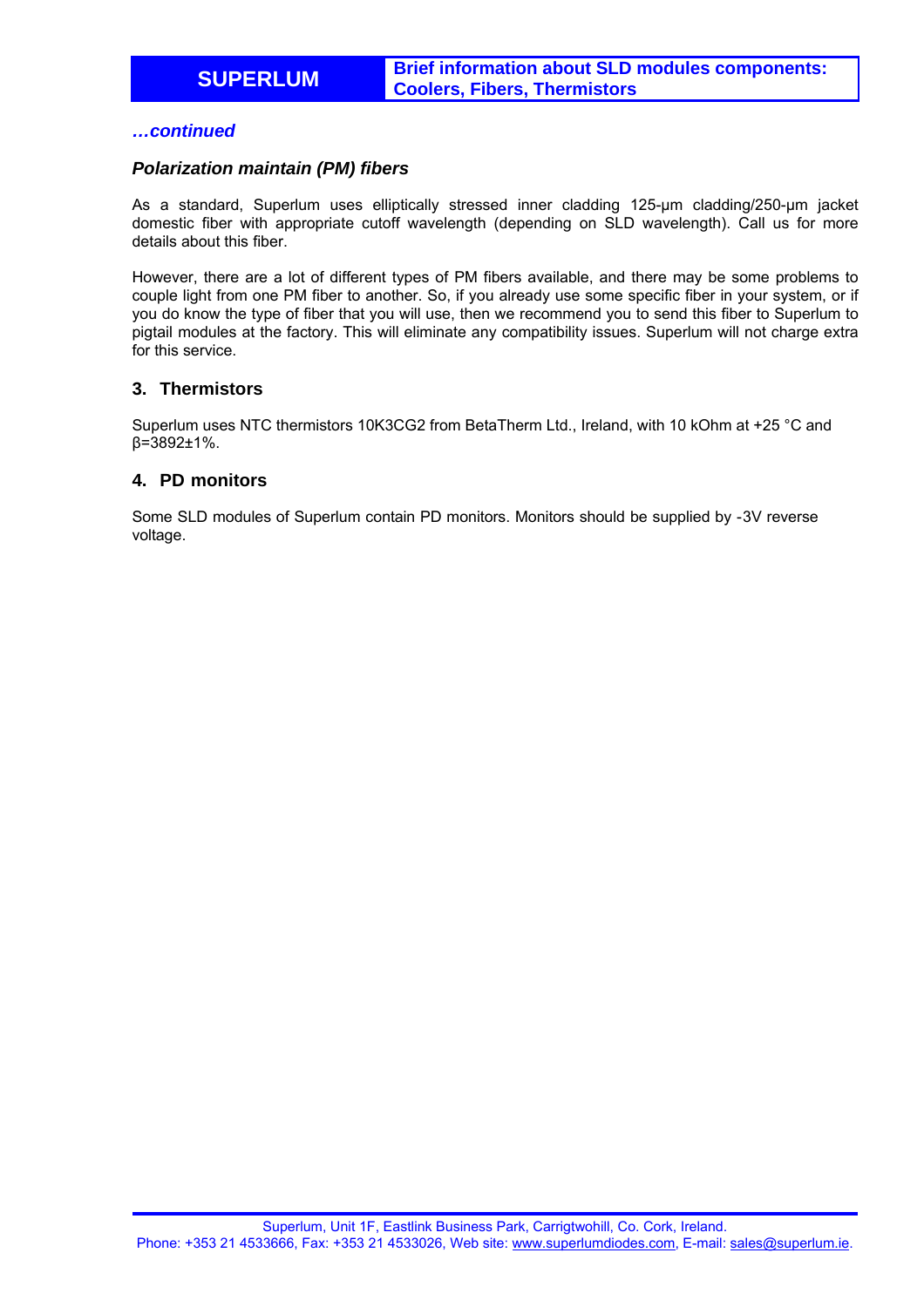*…continued*

### *Polarization maintain (PM) fibers*

As a standard, Superlum uses elliptically stressed inner cladding 125-μm cladding/250-μm jacket domestic fiber with appropriate cutoff wavelength (depending on SLD wavelength). Call us for more details about this fiber.

However, there are a lot of different types of PM fibers available, and there may be some problems to couple light from one PM fiber to another. So, if you already use some specific fiber in your system, or if you do know the type of fiber that you will use, then we recommend you to send this fiber to Superlum to pigtail modules at the factory. This will eliminate any compatibility issues. Superlum will not charge extra for this service.

## 3. Thermistors

Superlum uses NTC thermistors 10K3CG2 from BetaTherm Ltd., Ireland, with 10 kOhm at +25 °C and $\beta$=3892±1%.

## 4. PD monitors

Some SLD modules of Superlum contain PD monitors. Monitors should be supplied by -3V reverse voltage.

Superlum, Unit 1F, Eastlink Business Park, Carrigtwohill, Co. Cork, Ireland.
Phone: +353 21 4533666, Fax: +353 21 4533026, Web site: www.superlumdiodes.com, E-mail: sales@superlum.ie.